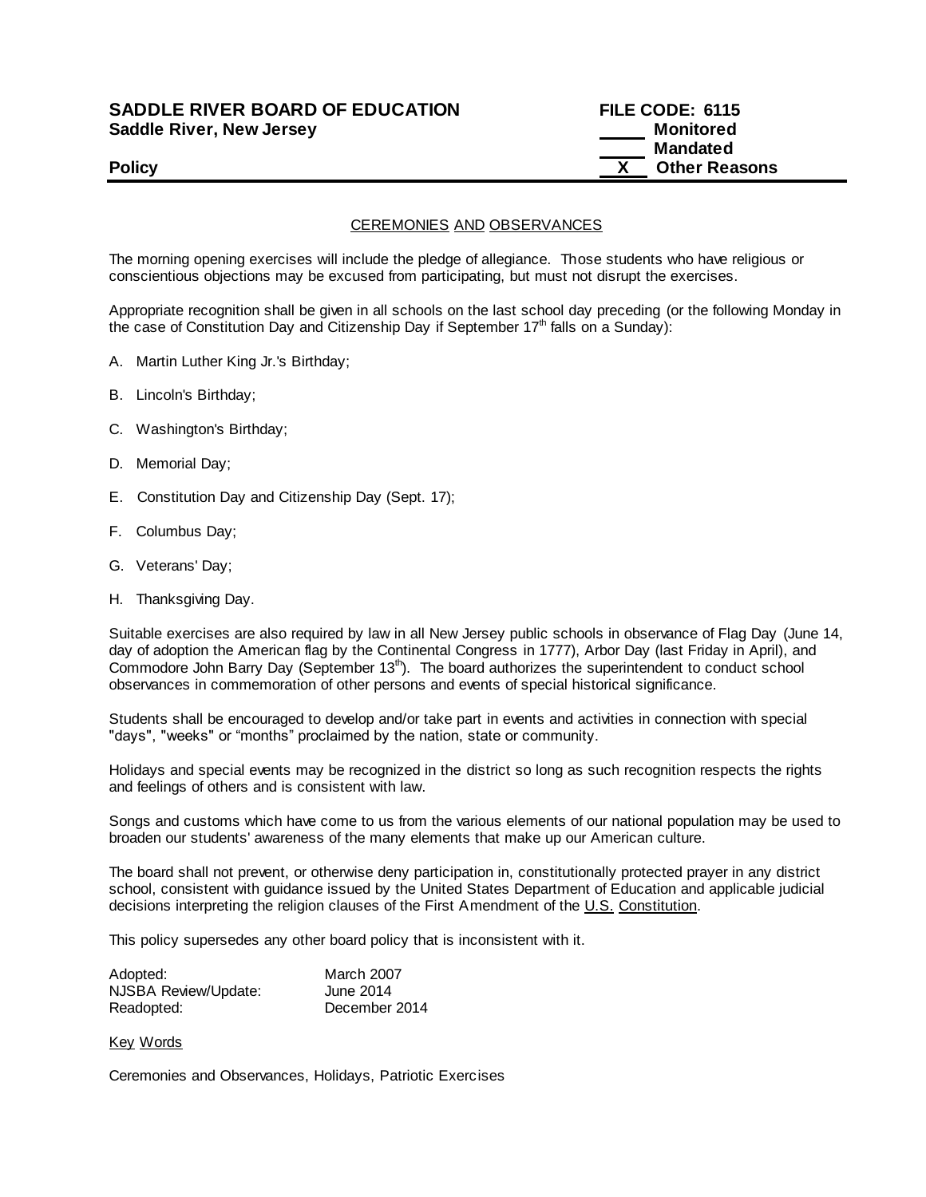**SADDLE RIVER BOARD OF EDUCATION**
**Saddle River, New Jersey**

**FILE CODE: 6115**
**\_\_\_\_\_ Monitored**
**\_\_\_\_\_ Mandated**
**\_\_X\_\_ Other Reasons**

**Policy**

---

## CEREMONIES AND OBSERVANCES

The morning opening exercises will include the pledge of allegiance. Those students who have religious or conscientious objections may be excused from participating, but must not disrupt the exercises.

Appropriate recognition shall be given in all schools on the last school day preceding (or the following Monday in the case of Constitution Day and Citizenship Day if September 17th falls on a Sunday):

A. Martin Luther King Jr.'s Birthday;

B. Lincoln's Birthday;

C. Washington's Birthday;

D. Memorial Day;

E. Constitution Day and Citizenship Day (Sept. 17);

F. Columbus Day;

G. Veterans' Day;

H. Thanksgiving Day.

Suitable exercises are also required by law in all New Jersey public schools in observance of Flag Day (June 14, day of adoption the American flag by the Continental Congress in 1777), Arbor Day (last Friday in April), and Commodore John Barry Day (September 13th). The board authorizes the superintendent to conduct school observances in commemoration of other persons and events of special historical significance.

Students shall be encouraged to develop and/or take part in events and activities in connection with special "days", "weeks" or "months" proclaimed by the nation, state or community.

Holidays and special events may be recognized in the district so long as such recognition respects the rights and feelings of others and is consistent with law.

Songs and customs which have come to us from the various elements of our national population may be used to broaden our students' awareness of the many elements that make up our American culture.

The board shall not prevent, or otherwise deny participation in, constitutionally protected prayer in any district school, consistent with guidance issued by the United States Department of Education and applicable judicial decisions interpreting the religion clauses of the First Amendment of the U.S. Constitution.

This policy supersedes any other board policy that is inconsistent with it.

| | |
|---|---|
| Adopted: | March 2007 |
| NJSBA Review/Update: | June 2014 |
| Readopted: | December 2014 |

Key Words

Ceremonies and Observances, Holidays, Patriotic Exercises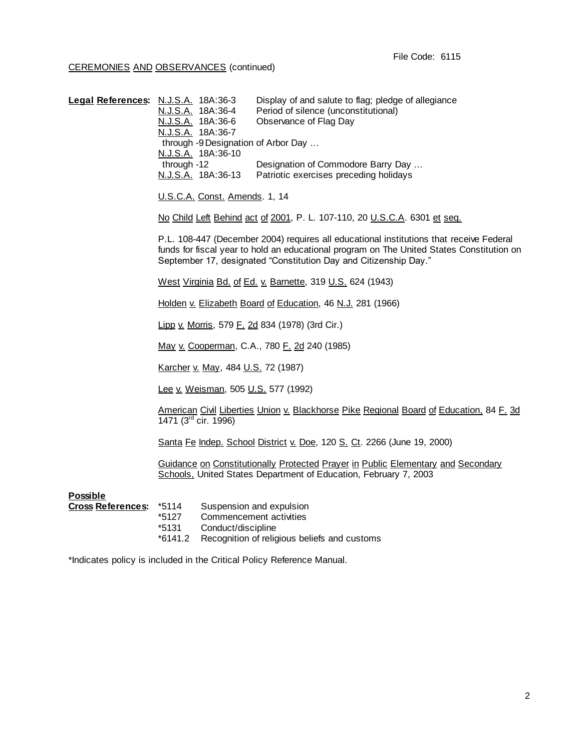File Code: 6115

CEREMONIES AND OBSERVANCES (continued)

**Legal References:**

| | |
|---|---|
| N.J.S.A. 18A:36-3 | Display of and salute to flag; pledge of allegiance |
| N.J.S.A. 18A:36-4 | Period of silence (unconstitutional) |
| N.J.S.A. 18A:36-6 | Observance of Flag Day |
| N.J.S.A. 18A:36-7 through -9 | Designation of Arbor Day … |
| N.J.S.A. 18A:36-10 through -12 | Designation of Commodore Barry Day … |
| N.J.S.A. 18A:36-13 | Patriotic exercises preceding holidays |

U.S.C.A. Const. Amends. 1, 14

No Child Left Behind act of 2001, P. L. 107-110, 20 U.S.C.A. 6301 et seq.

P.L. 108-447 (December 2004) requires all educational institutions that receive Federal funds for fiscal year to hold an educational program on The United States Constitution on September 17, designated "Constitution Day and Citizenship Day."

West Virginia Bd. of Ed. v. Barnette, 319 U.S. 624 (1943)

Holden v. Elizabeth Board of Education, 46 N.J. 281 (1966)

Lipp v. Morris, 579 F. 2d 834 (1978) (3rd Cir.)

May v. Cooperman, C.A., 780 F. 2d 240 (1985)

Karcher v. May, 484 U.S. 72 (1987)

Lee v. Weisman, 505 U.S. 577 (1992)

American Civil Liberties Union v. Blackhorse Pike Regional Board of Education, 84 F. 3d 1471 (3rd cir. 1996)

Santa Fe Indep. School District v. Doe, 120 S. Ct. 2266 (June 19, 2000)

Guidance on Constitutionally Protected Prayer in Public Elementary and Secondary Schools, United States Department of Education, February 7, 2003

**Possible Cross References:**

| | |
|---|---|
| *5114 | Suspension and expulsion |
| *5127 | Commencement activities |
| *5131 | Conduct/discipline |
| *6141.2 | Recognition of religious beliefs and customs |

*Indicates policy is included in the Critical Policy Reference Manual.